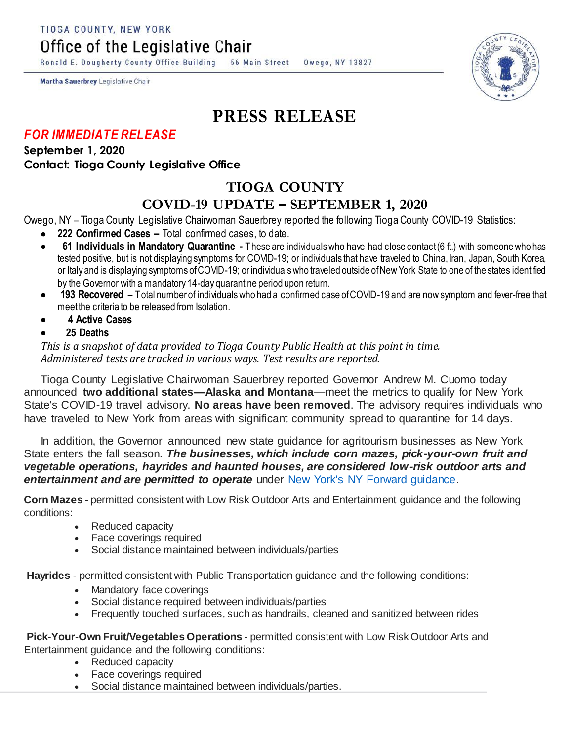TIOGA COUNTY, NEW YORK

Office of the Legislative Chair

Ronald E. Dougherty County Office Building 56 Main Street Owego, NY 13827

**Martha Sauerbrey** Legislative Chair

# PRESS RELEASE

***FOR IMMEDIATE RELEASE***

**September 1, 2020**

**Contact: Tioga County Legislative Office**

## TIOGA COUNTY
## COVID-19 UPDATE – SEPTEMBER 1, 2020

Owego, NY – Tioga County Legislative Chairwoman Sauerbrey reported the following Tioga County COVID-19 Statistics:

- **222 Confirmed Cases –** Total confirmed cases, to date.
- **61 Individuals in Mandatory Quarantine -** These are individuals who have had close contact (6 ft.) with someone who has tested positive, but is not displaying symptoms for COVID-19; or individuals that have traveled to China, Iran, Japan, South Korea, or Italy and is displaying symptoms of COVID-19; or individuals who traveled outside of New York State to one of the states identified by the Governor with a mandatory 14-day quarantine period upon return.
- **193 Recovered** – Total number of individuals who had a confirmed case of COVID-19 and are now symptom and fever-free that meet the criteria to be released from Isolation.
- **4 Active Cases**
- **25 Deaths**

*This is a snapshot of data provided to Tioga County Public Health at this point in time. Administered tests are tracked in various ways. Test results are reported.*

Tioga County Legislative Chairwoman Sauerbrey reported Governor Andrew M. Cuomo today announced **two additional states—Alaska and Montana**—meet the metrics to qualify for New York State's COVID-19 travel advisory. **No areas have been removed**. The advisory requires individuals who have traveled to New York from areas with significant community spread to quarantine for 14 days.

In addition, the Governor announced new state guidance for agritourism businesses as New York State enters the fall season. ***The businesses, which include corn mazes, pick-your-own fruit and vegetable operations, hayrides and haunted houses, are considered low-risk outdoor arts and entertainment and are permitted to operate*** under [New York's NY Forward guidance](New York's NY Forward guidance).

**Corn Mazes** - permitted consistent with Low Risk Outdoor Arts and Entertainment guidance and the following conditions:

- Reduced capacity
- Face coverings required
- Social distance maintained between individuals/parties

**Hayrides** - permitted consistent with Public Transportation guidance and the following conditions:

- Mandatory face coverings
- Social distance required between individuals/parties
- Frequently touched surfaces, such as handrails, cleaned and sanitized between rides

**Pick-Your-Own Fruit/Vegetables Operations** - permitted consistent with Low Risk Outdoor Arts and Entertainment guidance and the following conditions:

- Reduced capacity
- Face coverings required
- Social distance maintained between individuals/parties.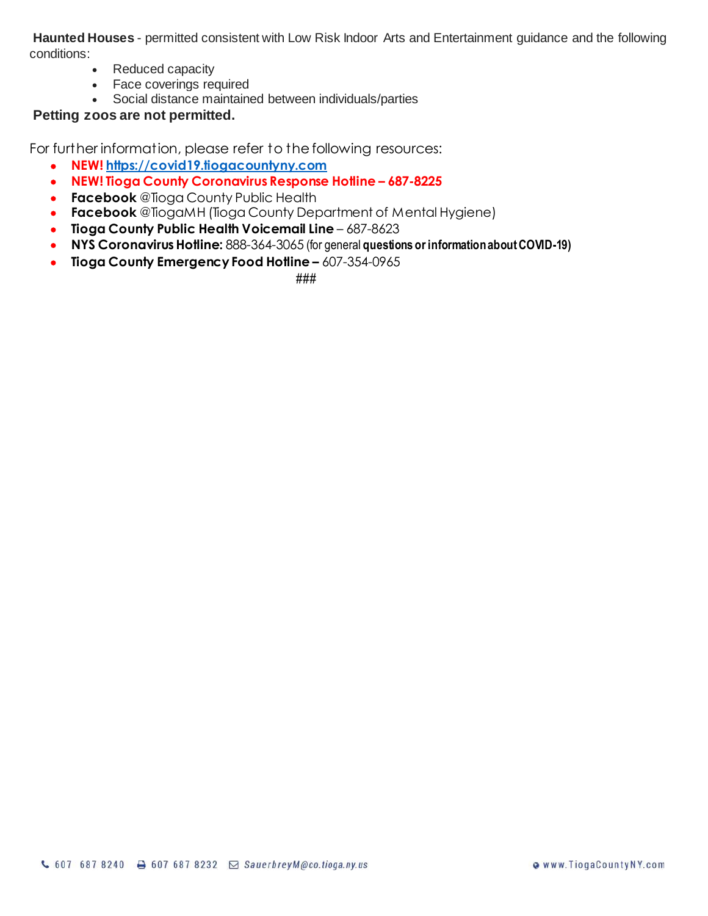**Haunted Houses** - permitted consistent with Low Risk Indoor Arts and Entertainment guidance and the following conditions:

- Reduced capacity
- Face coverings required
- Social distance maintained between individuals/parties

**Petting zoos are not permitted.**

For further information, please refer to the following resources:

- **NEW! https://covid19.tiogacountyny.com**
- **NEW! Tioga County Coronavirus Response Hotline – 687-8225**
- **Facebook** @Tioga County Public Health
- **Facebook** @TiogaMH (Tioga County Department of Mental Hygiene)
- **Tioga County Public Health Voicemail Line** – 687-8623
- **NYS Coronavirus Hotline:** 888-364-3065 (for general **questions or information about COVID-19)**
- **Tioga County Emergency Food Hotline –** 607-354-0965

###

607 687 8240 607 687 8232 SauerbreyM@co.tioga.ny.us www.TiogaCountyNY.com